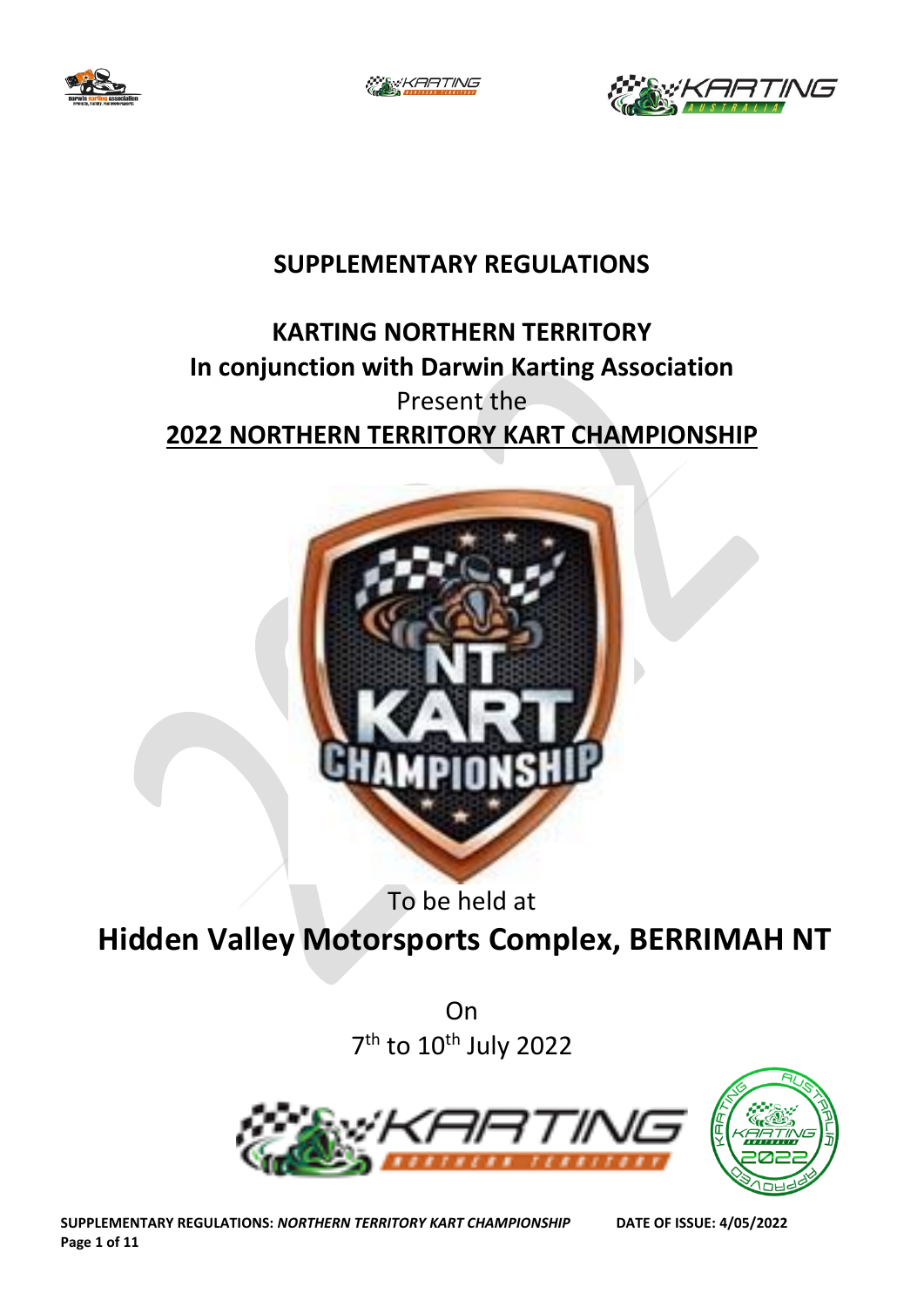# SUPPLEMENTARY REGULATIONS

## KARTING NORTHERN TERRITORY

## In conjunction with Darwin Karting Association

Present the

## 2022 NORTHERN TERRITORY KART CHAMPIONSHIP

To be held at

# Hidden Valley Motorsports Complex, BERRIMAH NT

On

7th to 10th July 2022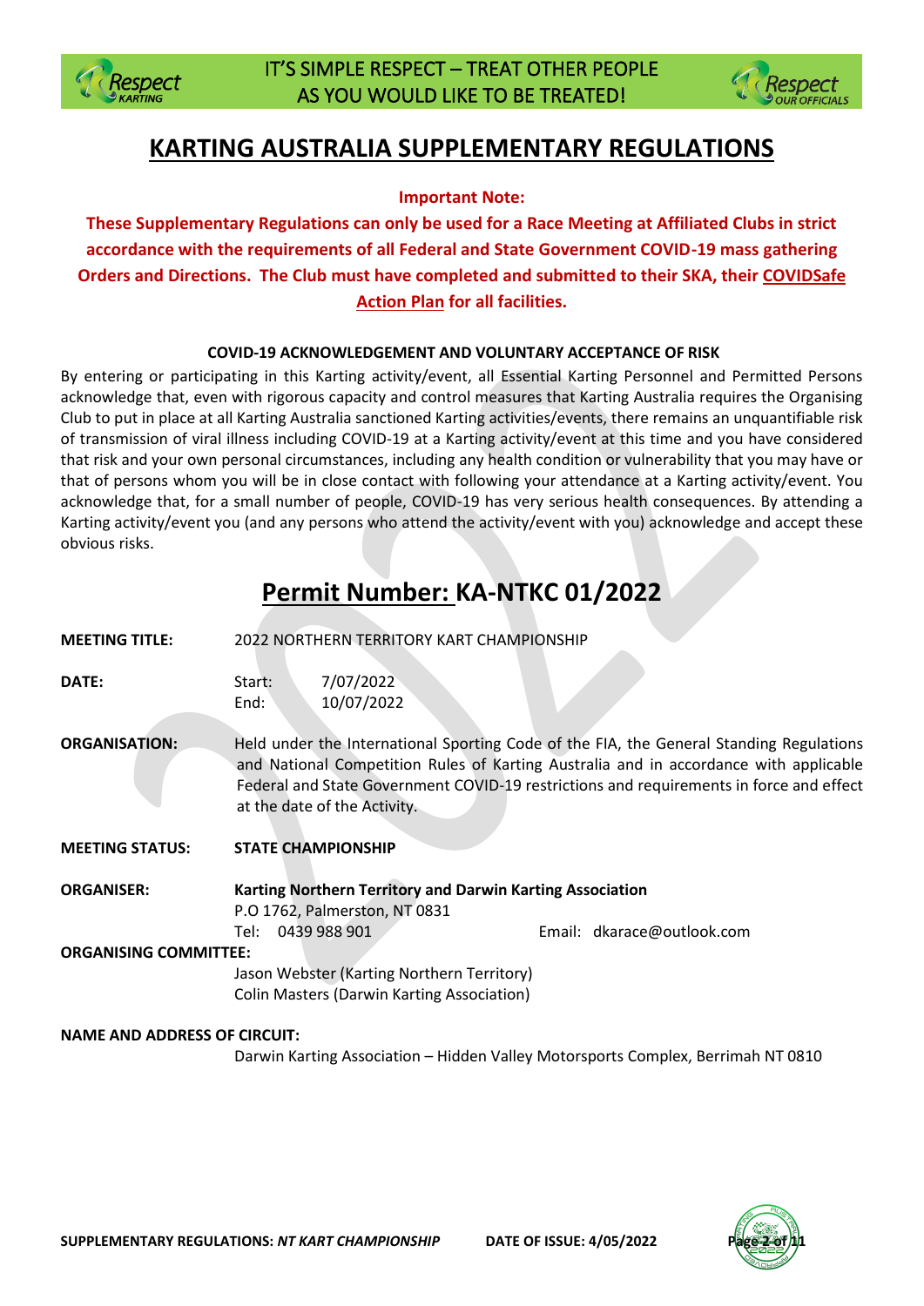IT'S SIMPLE RESPECT – TREAT OTHER PEOPLE AS YOU WOULD LIKE TO BE TREATED!

# KARTING AUSTRALIA SUPPLEMENTARY REGULATIONS

**Important Note:**

**These Supplementary Regulations can only be used for a Race Meeting at Affiliated Clubs in strict accordance with the requirements of all Federal and State Government COVID-19 mass gathering Orders and Directions. The Club must have completed and submitted to their SKA, their COVIDSafe Action Plan for all facilities.**

**COVID-19 ACKNOWLEDGEMENT AND VOLUNTARY ACCEPTANCE OF RISK**

By entering or participating in this Karting activity/event, all Essential Karting Personnel and Permitted Persons acknowledge that, even with rigorous capacity and control measures that Karting Australia requires the Organising Club to put in place at all Karting Australia sanctioned Karting activities/events, there remains an unquantifiable risk of transmission of viral illness including COVID-19 at a Karting activity/event at this time and you have considered that risk and your own personal circumstances, including any health condition or vulnerability that you may have or that of persons whom you will be in close contact with following your attendance at a Karting activity/event. You acknowledge that, for a small number of people, COVID-19 has very serious health consequences. By attending a Karting activity/event you (and any persons who attend the activity/event with you) acknowledge and accept these obvious risks.

## Permit Number: KA-NTKC 01/2022

**MEETING TITLE:** 2022 NORTHERN TERRITORY KART CHAMPIONSHIP

**DATE:**
Start: 7/07/2022
End: 10/07/2022

**ORGANISATION:** Held under the International Sporting Code of the FIA, the General Standing Regulations and National Competition Rules of Karting Australia and in accordance with applicable Federal and State Government COVID-19 restrictions and requirements in force and effect at the date of the Activity.

**MEETING STATUS:** **STATE CHAMPIONSHIP**

**ORGANISER:** **Karting Northern Territory and Darwin Karting Association**
P.O 1762, Palmerston, NT 0831
Tel: 0439 988 901 Email: dkarace@outlook.com

**ORGANISING COMMITTEE:**
Jason Webster (Karting Northern Territory)
Colin Masters (Darwin Karting Association)

**NAME AND ADDRESS OF CIRCUIT:**
Darwin Karting Association – Hidden Valley Motorsports Complex, Berrimah NT 0810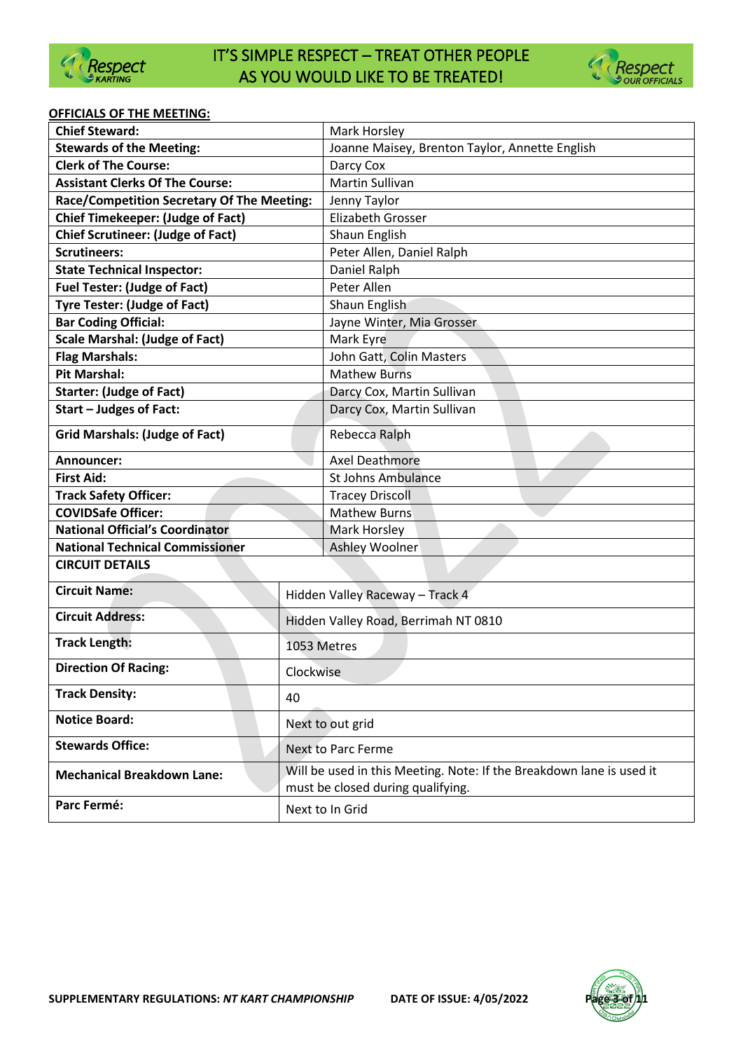IT'S SIMPLE RESPECT – TREAT OTHER PEOPLE AS YOU WOULD LIKE TO BE TREATED!

**OFFICIALS OF THE MEETING:**

| | |
|---|---|
| **Chief Steward:** | Mark Horsley |
| **Stewards of the Meeting:** | Joanne Maisey, Brenton Taylor, Annette English |
| **Clerk of The Course:** | Darcy Cox |
| **Assistant Clerks Of The Course:** | Martin Sullivan |
| **Race/Competition Secretary Of The Meeting:** | Jenny Taylor |
| **Chief Timekeeper: (Judge of Fact)** | Elizabeth Grosser |
| **Chief Scrutineer: (Judge of Fact)** | Shaun English |
| **Scrutineers:** | Peter Allen, Daniel Ralph |
| **State Technical Inspector:** | Daniel Ralph |
| **Fuel Tester: (Judge of Fact)** | Peter Allen |
| **Tyre Tester: (Judge of Fact)** | Shaun English |
| **Bar Coding Official:** | Jayne Winter, Mia Grosser |
| **Scale Marshal: (Judge of Fact)** | Mark Eyre |
| **Flag Marshals:** | John Gatt, Colin Masters |
| **Pit Marshal:** | Mathew Burns |
| **Starter: (Judge of Fact)** | Darcy Cox, Martin Sullivan |
| **Start – Judges of Fact:** | Darcy Cox, Martin Sullivan |
| **Grid Marshals: (Judge of Fact)** | Rebecca Ralph |
| **Announcer:** | Axel Deathmore |
| **First Aid:** | St Johns Ambulance |
| **Track Safety Officer:** | Tracey Driscoll |
| **COVIDSafe Officer:** | Mathew Burns |
| **National Official's Coordinator** | Mark Horsley |
| **National Technical Commissioner** | Ashley Woolner |

**CIRCUIT DETAILS**

| | |
|---|---|
| **Circuit Name:** | Hidden Valley Raceway – Track 4 |
| **Circuit Address:** | Hidden Valley Road, Berrimah NT 0810 |
| **Track Length:** | 1053 Metres |
| **Direction Of Racing:** | Clockwise |
| **Track Density:** | 40 |
| **Notice Board:** | Next to out grid |
| **Stewards Office:** | Next to Parc Ferme |
| **Mechanical Breakdown Lane:** | Will be used in this Meeting. Note: If the Breakdown lane is used it must be closed during qualifying. |
| **Parc Fermé:** | Next to In Grid |

**SUPPLEMENTARY REGULATIONS:** ***NT KART CHAMPIONSHIP*** **DATE OF ISSUE: 4/05/2022**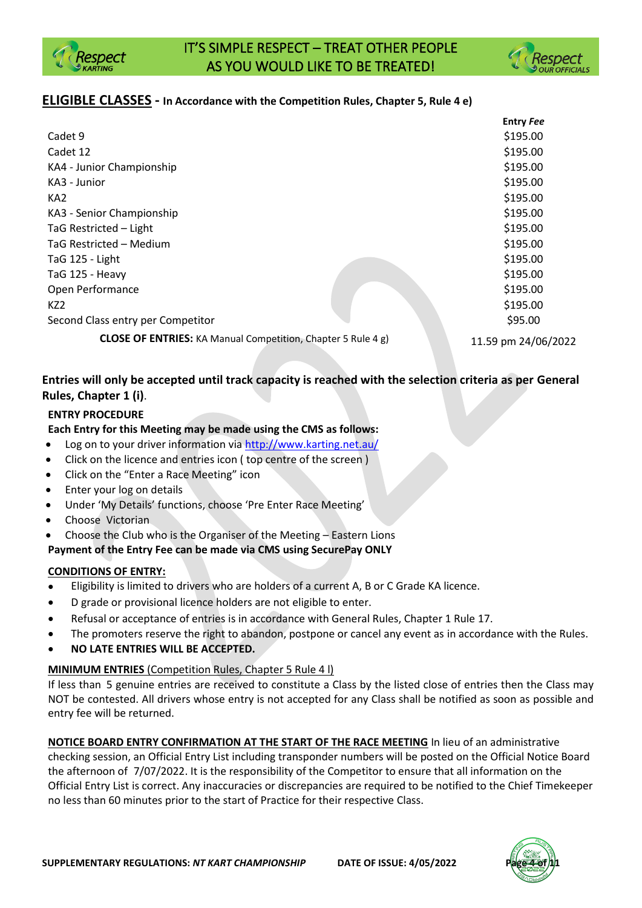## ELIGIBLE CLASSES - In Accordance with the Competition Rules, Chapter 5, Rule 4 e)

| | Entry *Fee* |
|---|---|
| Cadet 9 | $195.00 |
| Cadet 12 | $195.00 |
| KA4 - Junior Championship | $195.00 |
| KA3 - Junior | $195.00 |
| KA2 | $195.00 |
| KA3 - Senior Championship | $195.00 |
| TaG Restricted – Light | $195.00 |
| TaG Restricted – Medium | $195.00 |
| TaG 125 - Light | $195.00 |
| TaG 125 - Heavy | $195.00 |
| Open Performance | $195.00 |
| KZ2 | $195.00 |
| Second Class entry per Competitor | $95.00 |
| **CLOSE OF ENTRIES:** KA Manual Competition, Chapter 5 Rule 4 g) | 11.59 pm 24/06/2022 |

**Entries will only be accepted until track capacity is reached with the selection criteria as per General Rules, Chapter 1 (i)**.

**ENTRY PROCEDURE**

**Each Entry for this Meeting may be made using the CMS as follows:**

- Log on to your driver information via http://www.karting.net.au/
- Click on the licence and entries icon ( top centre of the screen )
- Click on the "Enter a Race Meeting" icon
- Enter your log on details
- Under 'My Details' functions, choose 'Pre Enter Race Meeting'
- Choose Victorian
- Choose the Club who is the Organiser of the Meeting – Eastern Lions

**Payment of the Entry Fee can be made via CMS using SecurePay ONLY**

**CONDITIONS OF ENTRY:**

- Eligibility is limited to drivers who are holders of a current A, B or C Grade KA licence.
- D grade or provisional licence holders are not eligible to enter.
- Refusal or acceptance of entries is in accordance with General Rules, Chapter 1 Rule 17.
- The promoters reserve the right to abandon, postpone or cancel any event as in accordance with the Rules.
- **NO LATE ENTRIES WILL BE ACCEPTED.**

**MINIMUM ENTRIES** (Competition Rules, Chapter 5 Rule 4 l)

If less than 5 genuine entries are received to constitute a Class by the listed close of entries then the Class may NOT be contested. All drivers whose entry is not accepted for any Class shall be notified as soon as possible and entry fee will be returned.

**NOTICE BOARD ENTRY CONFIRMATION AT THE START OF THE RACE MEETING** In lieu of an administrative checking session, an Official Entry List including transponder numbers will be posted on the Official Notice Board the afternoon of 7/07/2022. It is the responsibility of the Competitor to ensure that all information on the Official Entry List is correct. Any inaccuracies or discrepancies are required to be notified to the Chief Timekeeper no less than 60 minutes prior to the start of Practice for their respective Class.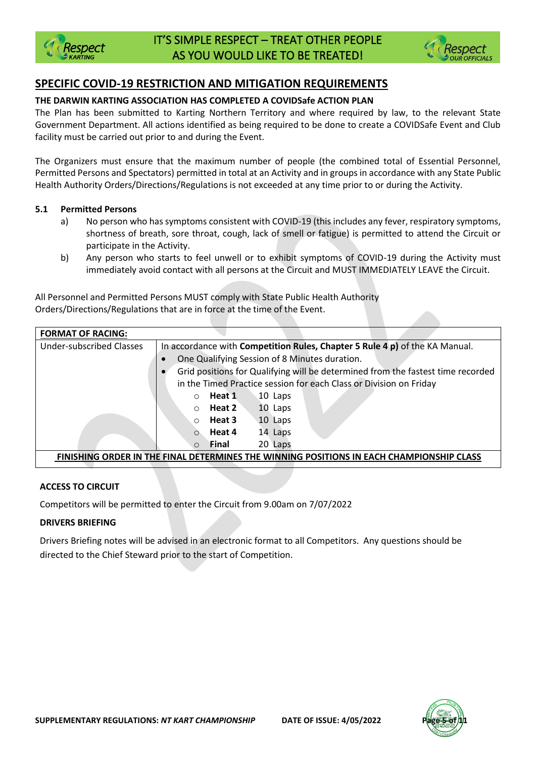## SPECIFIC COVID-19 RESTRICTION AND MITIGATION REQUIREMENTS

**THE DARWIN KARTING ASSOCIATION HAS COMPLETED A COVIDSafe ACTION PLAN**

The Plan has been submitted to Karting Northern Territory and where required by law, to the relevant State Government Department. All actions identified as being required to be done to create a COVIDSafe Event and Club facility must be carried out prior to and during the Event.

The Organizers must ensure that the maximum number of people (the combined total of Essential Personnel, Permitted Persons and Spectators) permitted in total at an Activity and in groups in accordance with any State Public Health Authority Orders/Directions/Regulations is not exceeded at any time prior to or during the Activity.

### 5.1 Permitted Persons

a) No person who has symptoms consistent with COVID-19 (this includes any fever, respiratory symptoms, shortness of breath, sore throat, cough, lack of smell or fatigue) is permitted to attend the Circuit or participate in the Activity.

b) Any person who starts to feel unwell or to exhibit symptoms of COVID-19 during the Activity must immediately avoid contact with all persons at the Circuit and MUST IMMEDIATELY LEAVE the Circuit.

All Personnel and Permitted Persons MUST comply with State Public Health Authority Orders/Directions/Regulations that are in force at the time of the Event.

| **FORMAT OF RACING:** | |
|---|---|
| Under-subscribed Classes | In accordance with **Competition Rules, Chapter 5 Rule 4 p)** of the KA Manual.<br>• One Qualifying Session of 8 Minutes duration.<br>• Grid positions for Qualifying will be determined from the fastest time recorded in the Timed Practice session for each Class or Division on Friday<br>○ **Heat 1** 10 Laps<br>○ **Heat 2** 10 Laps<br>○ **Heat 3** 10 Laps<br>○ **Heat 4** 14 Laps<br>○ **Final** 20 Laps |
| **FINISHING ORDER IN THE FINAL DETERMINES THE WINNING POSITIONS IN EACH CHAMPIONSHIP CLASS** | |

**ACCESS TO CIRCUIT**

Competitors will be permitted to enter the Circuit from 9.00am on 7/07/2022

**DRIVERS BRIEFING**

Drivers Briefing notes will be advised in an electronic format to all Competitors. Any questions should be directed to the Chief Steward prior to the start of Competition.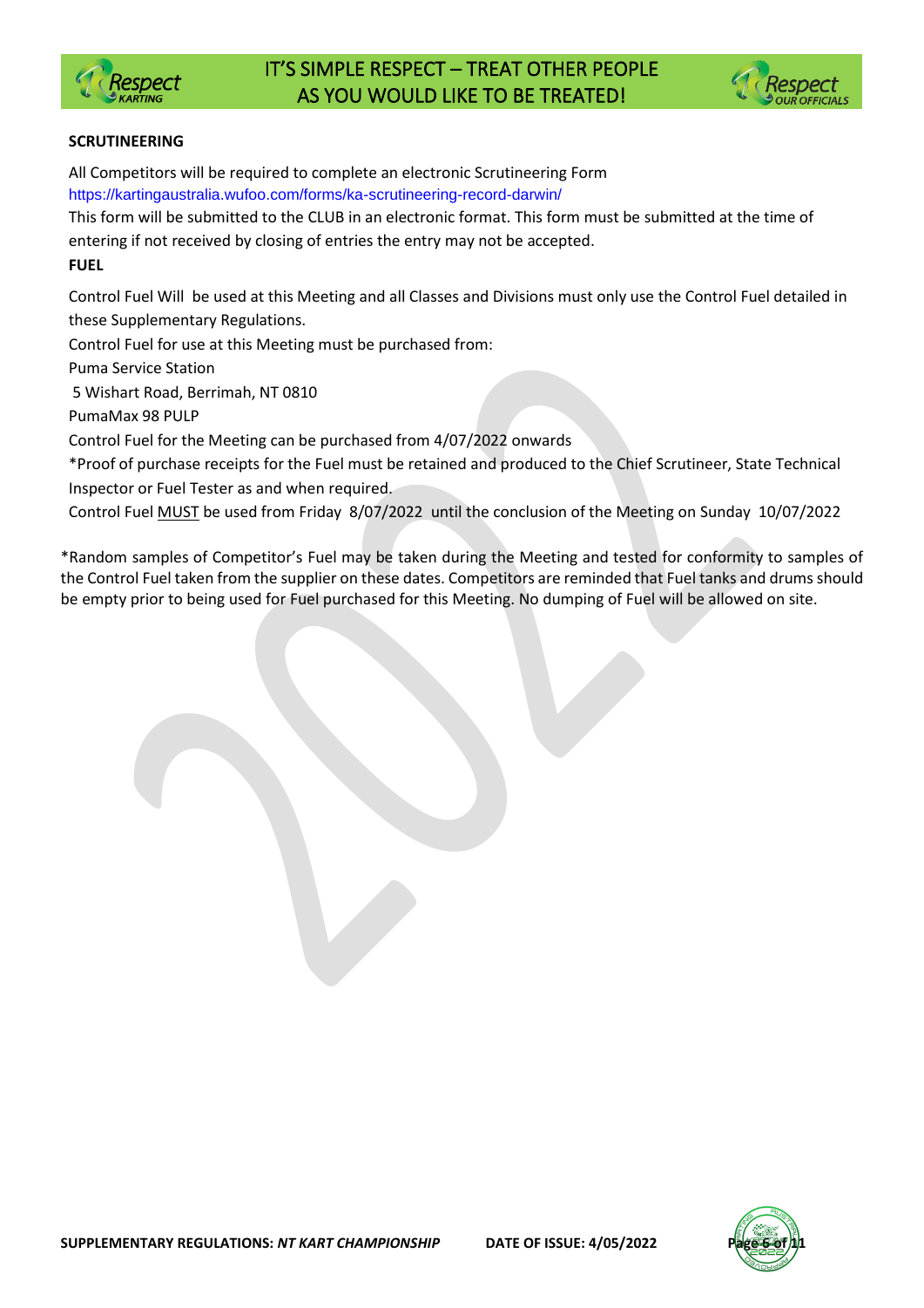## SCRUTINEERING

All Competitors will be required to complete an electronic Scrutineering Form
https://kartingaustralia.wufoo.com/forms/ka-scrutineering-record-darwin/
This form will be submitted to the CLUB in an electronic format. This form must be submitted at the time of entering if not received by closing of entries the entry may not be accepted.

## FUEL

Control Fuel Will be used at this Meeting and all Classes and Divisions must only use the Control Fuel detailed in these Supplementary Regulations.

Control Fuel for use at this Meeting must be purchased from:

Puma Service Station
5 Wishart Road, Berrimah, NT 0810
PumaMax 98 PULP

Control Fuel for the Meeting can be purchased from 4/07/2022 onwards

*Proof of purchase receipts for the Fuel must be retained and produced to the Chief Scrutineer, State Technical Inspector or Fuel Tester as and when required.

Control Fuel <u>MUST</u> be used from Friday 8/07/2022 until the conclusion of the Meeting on Sunday 10/07/2022

*Random samples of Competitor's Fuel may be taken during the Meeting and tested for conformity to samples of the Control Fuel taken from the supplier on these dates. Competitors are reminded that Fuel tanks and drums should be empty prior to being used for Fuel purchased for this Meeting. No dumping of Fuel will be allowed on site.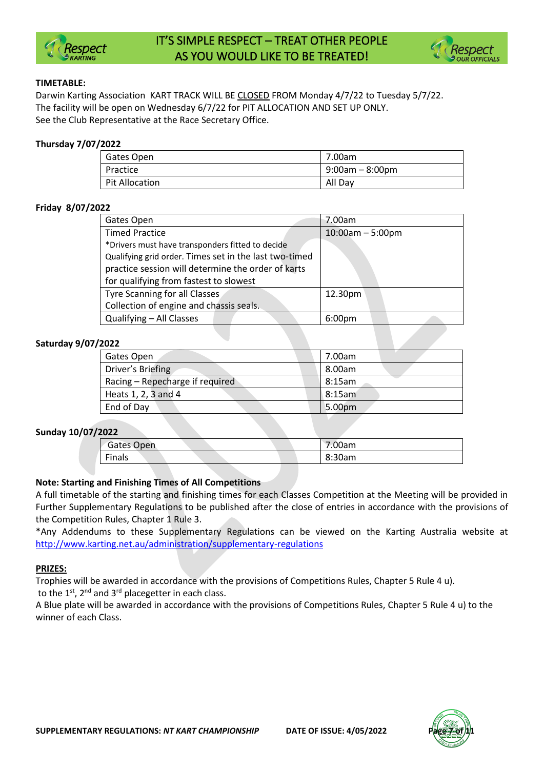## TIMETABLE:

Darwin Karting Association KART TRACK WILL BE CLOSED FROM Monday 4/7/22 to Tuesday 5/7/22.
The facility will be open on Wednesday 6/7/22 for PIT ALLOCATION AND SET UP ONLY.
See the Club Representative at the Race Secretary Office.

**Thursday 7/07/2022**

| | |
|---|---|
| Gates Open | 7.00am |
| Practice | 9:00am – 8:00pm |
| Pit Allocation | All Day |

**Friday 8/07/2022**

| | |
|---|---|
| Gates Open | 7.00am |
| Timed Practice<br>*Drivers must have transponders fitted to decide Qualifying grid order. Times set in the last two-timed practice session will determine the order of karts for qualifying from fastest to slowest | 10:00am – 5:00pm |
| Tyre Scanning for all Classes<br>Collection of engine and chassis seals. | 12.30pm |
| Qualifying – All Classes | 6:00pm |

**Saturday 9/07/2022**

| | |
|---|---|
| Gates Open | 7.00am |
| Driver's Briefing | 8.00am |
| Racing – Repecharge if required | 8:15am |
| Heats 1, 2, 3 and 4 | 8:15am |
| End of Day | 5.00pm |

**Sunday 10/07/2022**

| | |
|---|---|
| Gates Open | 7.00am |
| Finals | 8:30am |

**Note: Starting and Finishing Times of All Competitions**

A full timetable of the starting and finishing times for each Classes Competition at the Meeting will be provided in Further Supplementary Regulations to be published after the close of entries in accordance with the provisions of the Competition Rules, Chapter 1 Rule 3.

*Any Addendums to these Supplementary Regulations can be viewed on the Karting Australia website at http://www.karting.net.au/administration/supplementary-regulations

## PRIZES:

Trophies will be awarded in accordance with the provisions of Competitions Rules, Chapter 5 Rule 4 u).
to the 1st, 2nd and 3rd placegetter in each class.

A Blue plate will be awarded in accordance with the provisions of Competitions Rules, Chapter 5 Rule 4 u) to the winner of each Class.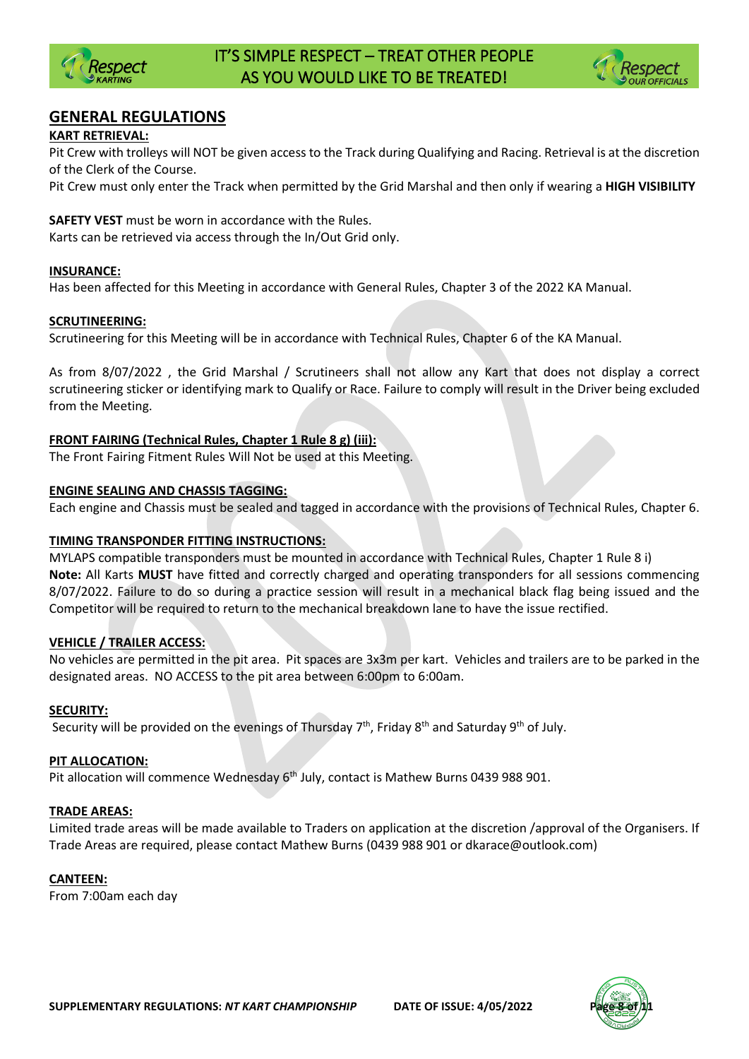## GENERAL REGULATIONS

**KART RETRIEVAL:**

Pit Crew with trolleys will NOT be given access to the Track during Qualifying and Racing. Retrieval is at the discretion of the Clerk of the Course.

Pit Crew must only enter the Track when permitted by the Grid Marshal and then only if wearing a **HIGH VISIBILITY SAFETY VEST** must be worn in accordance with the Rules.

Karts can be retrieved via access through the In/Out Grid only.

**INSURANCE:**

Has been affected for this Meeting in accordance with General Rules, Chapter 3 of the 2022 KA Manual.

**SCRUTINEERING:**

Scrutineering for this Meeting will be in accordance with Technical Rules, Chapter 6 of the KA Manual.

As from 8/07/2022 , the Grid Marshal / Scrutineers shall not allow any Kart that does not display a correct scrutineering sticker or identifying mark to Qualify or Race. Failure to comply will result in the Driver being excluded from the Meeting.

**FRONT FAIRING (Technical Rules, Chapter 1 Rule 8 g) (iii):**

The Front Fairing Fitment Rules Will Not be used at this Meeting.

**ENGINE SEALING AND CHASSIS TAGGING:**

Each engine and Chassis must be sealed and tagged in accordance with the provisions of Technical Rules, Chapter 6.

**TIMING TRANSPONDER FITTING INSTRUCTIONS:**

MYLAPS compatible transponders must be mounted in accordance with Technical Rules, Chapter 1 Rule 8 i)

**Note:** All Karts **MUST** have fitted and correctly charged and operating transponders for all sessions commencing 8/07/2022. Failure to do so during a practice session will result in a mechanical black flag being issued and the Competitor will be required to return to the mechanical breakdown lane to have the issue rectified.

**VEHICLE / TRAILER ACCESS:**

No vehicles are permitted in the pit area. Pit spaces are 3x3m per kart. Vehicles and trailers are to be parked in the designated areas. NO ACCESS to the pit area between 6:00pm to 6:00am.

**SECURITY:**

Security will be provided on the evenings of Thursday 7th, Friday 8th and Saturday 9th of July.

**PIT ALLOCATION:**

Pit allocation will commence Wednesday 6th July, contact is Mathew Burns 0439 988 901.

**TRADE AREAS:**

Limited trade areas will be made available to Traders on application at the discretion /approval of the Organisers. If Trade Areas are required, please contact Mathew Burns (0439 988 901 or dkarace@outlook.com)

**CANTEEN:**

From 7:00am each day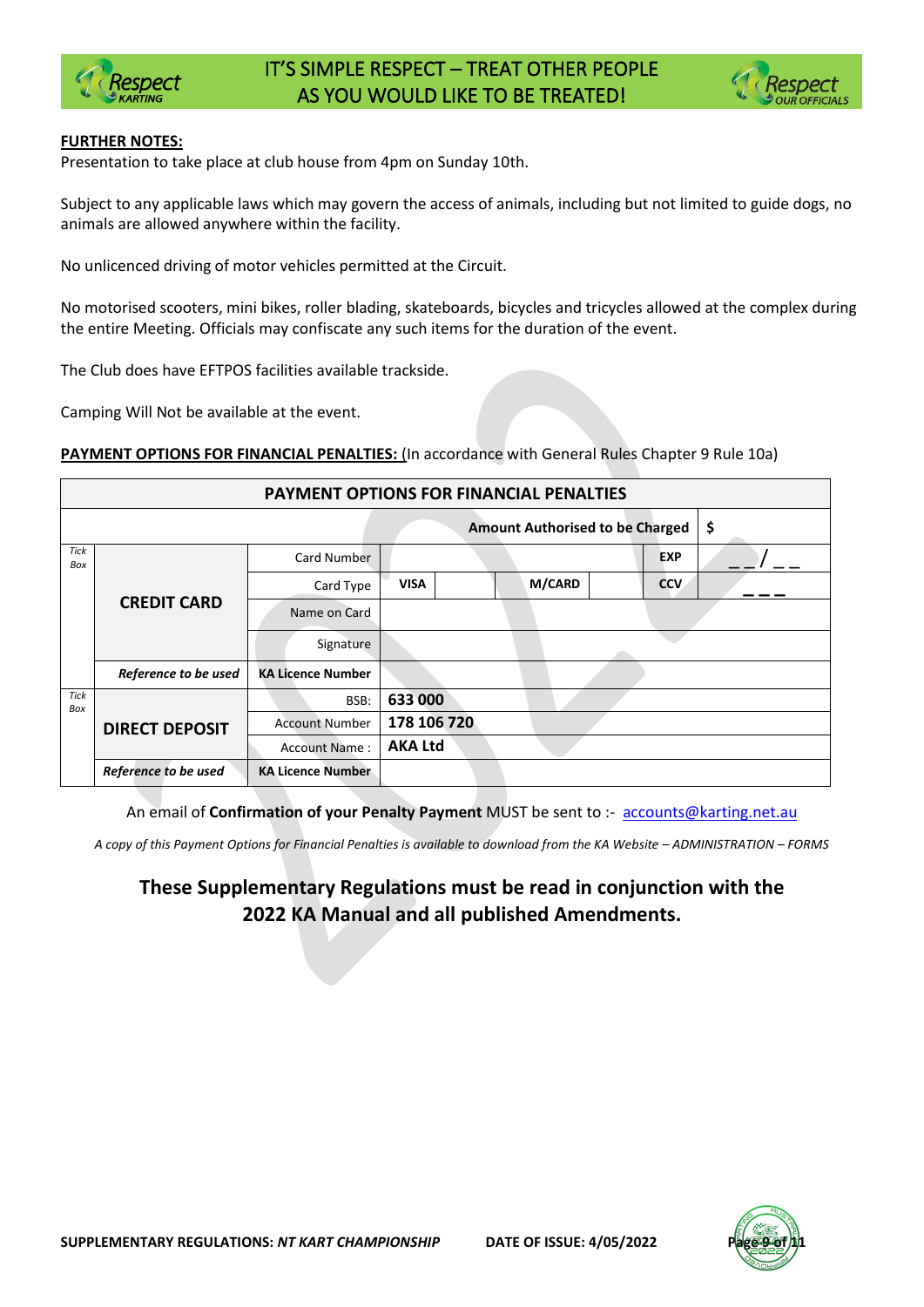**FURTHER NOTES:**

Presentation to take place at club house from 4pm on Sunday 10th.

Subject to any applicable laws which may govern the access of animals, including but not limited to guide dogs, no animals are allowed anywhere within the facility.

No unlicenced driving of motor vehicles permitted at the Circuit.

No motorised scooters, mini bikes, roller blading, skateboards, bicycles and tricycles allowed at the complex during the entire Meeting. Officials may confiscate any such items for the duration of the event.

The Club does have EFTPOS facilities available trackside.

Camping Will Not be available at the event.

**PAYMENT OPTIONS FOR FINANCIAL PENALTIES:** (In accordance with General Rules Chapter 9 Rule 10a)

| **PAYMENT OPTIONS FOR FINANCIAL PENALTIES** | | | | | | | | |
|---|---|---|---|---|---|---|---|---|
| | | | | | | **Amount Authorised to be Charged** | | **$** |
| *Tick Box* | **CREDIT CARD** | Card Number | | | | | **EXP** | __/__ |
| | | Card Type | **VISA** | | **M/CARD** | | **CCV** | ___ |
| | | Name on Card | | | | | | |
| | | Signature | | | | | | |
| | ***Reference to be used*** | **KA Licence Number** | | | | | | |
| *Tick Box* | **DIRECT DEPOSIT** | BSB: | **633 000** | | | | | |
| | | Account Number | **178 106 720** | | | | | |
| | | Account Name : | **AKA Ltd** | | | | | |
| | ***Reference to be used*** | **KA Licence Number** | | | | | | |

An email of **Confirmation of your Penalty Payment** MUST be sent to :- accounts@karting.net.au

*A copy of this Payment Options for Financial Penalties is available to download from the KA Website – ADMINISTRATION – FORMS*

**These Supplementary Regulations must be read in conjunction with the 2022 KA Manual and all published Amendments.**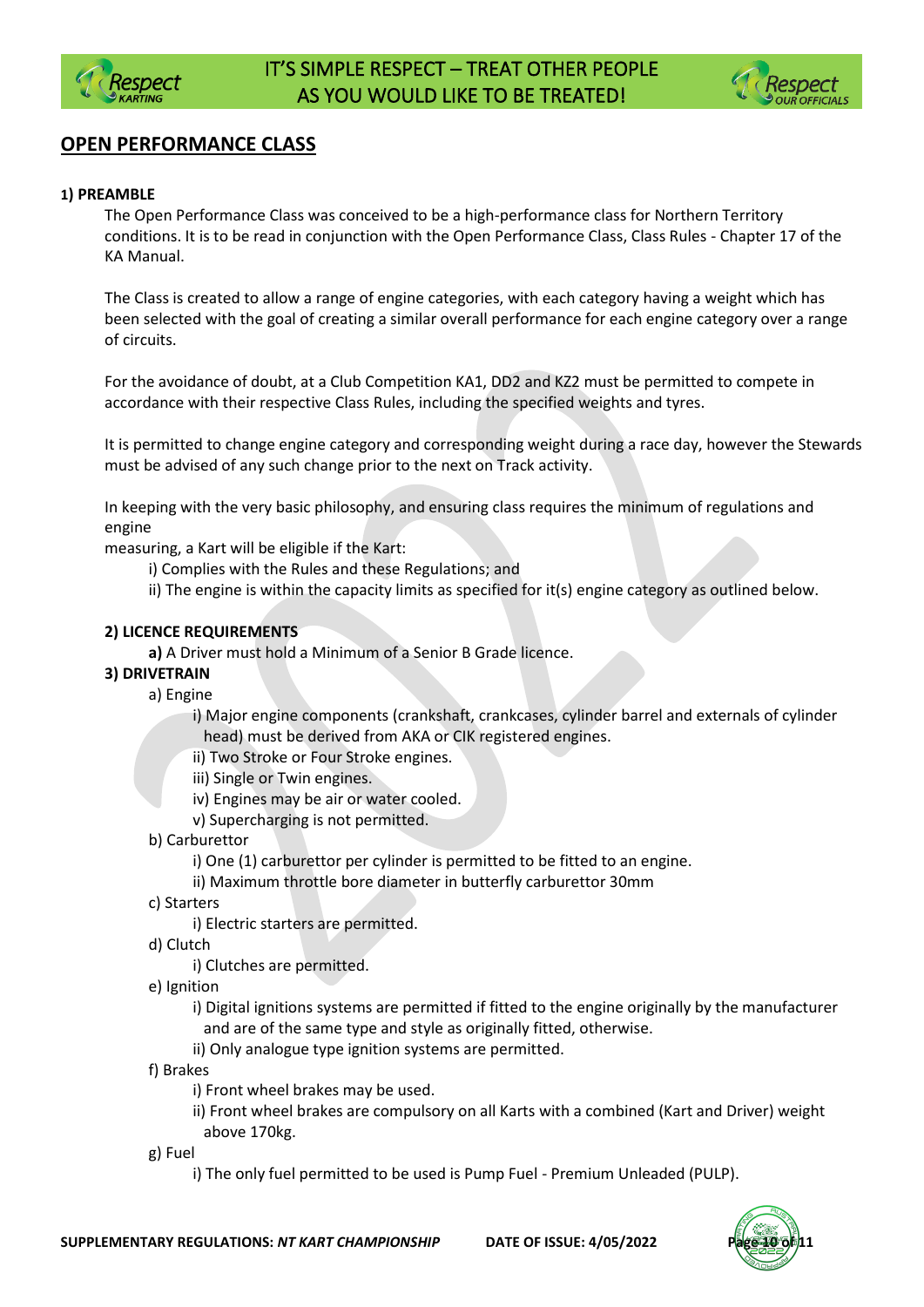## OPEN PERFORMANCE CLASS

### 1) PREAMBLE

The Open Performance Class was conceived to be a high-performance class for Northern Territory conditions. It is to be read in conjunction with the Open Performance Class, Class Rules - Chapter 17 of the KA Manual.

The Class is created to allow a range of engine categories, with each category having a weight which has been selected with the goal of creating a similar overall performance for each engine category over a range of circuits.

For the avoidance of doubt, at a Club Competition KA1, DD2 and KZ2 must be permitted to compete in accordance with their respective Class Rules, including the specified weights and tyres.

It is permitted to change engine category and corresponding weight during a race day, however the Stewards must be advised of any such change prior to the next on Track activity.

In keeping with the very basic philosophy, and ensuring class requires the minimum of regulations and engine
measuring, a Kart will be eligible if the Kart:

- i) Complies with the Rules and these Regulations; and
- ii) The engine is within the capacity limits as specified for it(s) engine category as outlined below.

### 2) LICENCE REQUIREMENTS

**a)** A Driver must hold a Minimum of a Senior B Grade licence.

### 3) DRIVETRAIN

a) Engine

- i) Major engine components (crankshaft, crankcases, cylinder barrel and externals of cylinder head) must be derived from AKA or CIK registered engines.
- ii) Two Stroke or Four Stroke engines.
- iii) Single or Twin engines.
- iv) Engines may be air or water cooled.
- v) Supercharging is not permitted.

b) Carburettor

- i) One (1) carburettor per cylinder is permitted to be fitted to an engine.
- ii) Maximum throttle bore diameter in butterfly carburettor 30mm

c) Starters

- i) Electric starters are permitted.

d) Clutch

- i) Clutches are permitted.

e) Ignition

- i) Digital ignitions systems are permitted if fitted to the engine originally by the manufacturer and are of the same type and style as originally fitted, otherwise.
- ii) Only analogue type ignition systems are permitted.

f) Brakes

- i) Front wheel brakes may be used.
- ii) Front wheel brakes are compulsory on all Karts with a combined (Kart and Driver) weight above 170kg.

g) Fuel

- i) The only fuel permitted to be used is Pump Fuel - Premium Unleaded (PULP).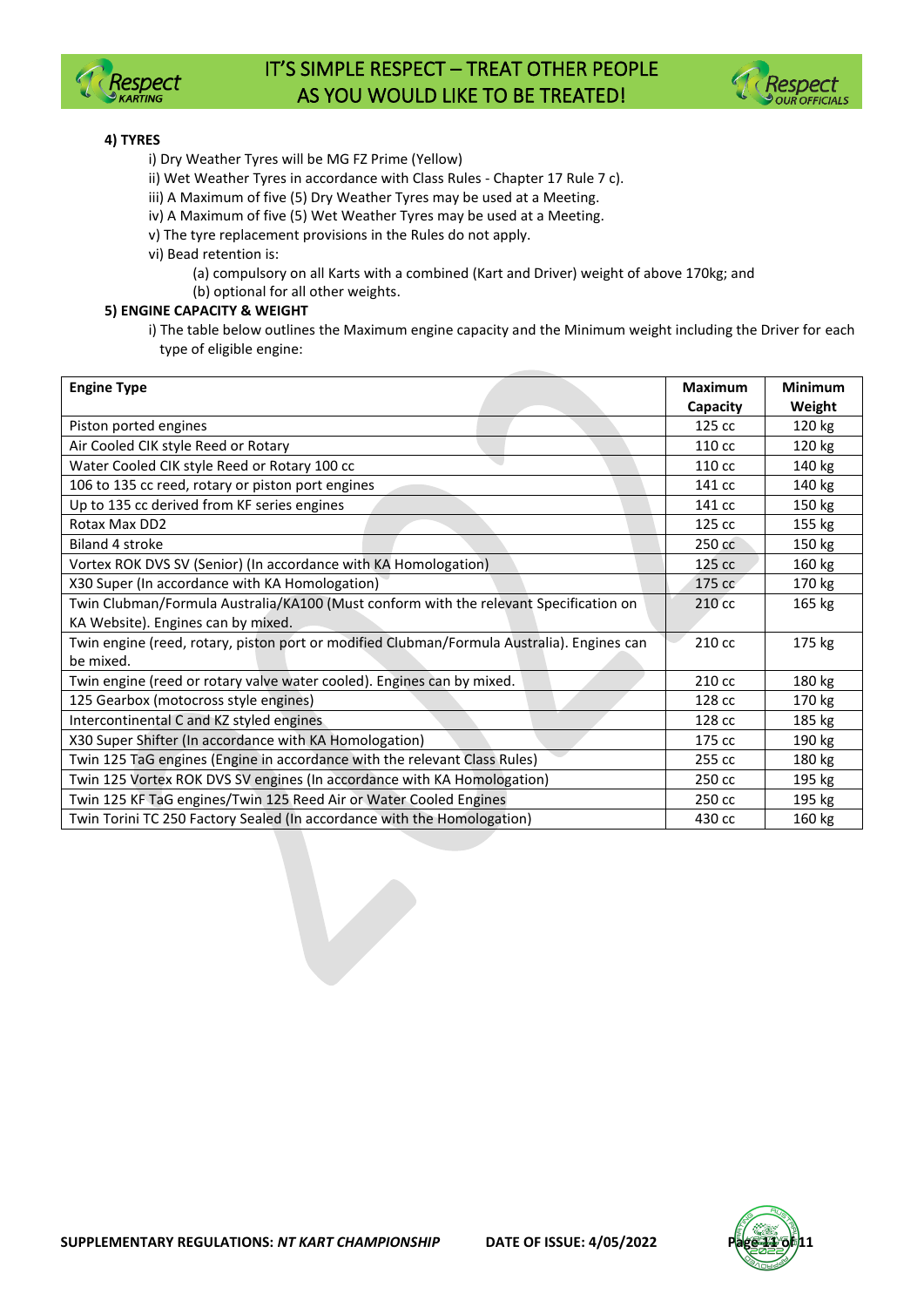**4) TYRES**

i) Dry Weather Tyres will be MG FZ Prime (Yellow)

ii) Wet Weather Tyres in accordance with Class Rules - Chapter 17 Rule 7 c).

iii) A Maximum of five (5) Dry Weather Tyres may be used at a Meeting.

iv) A Maximum of five (5) Wet Weather Tyres may be used at a Meeting.

v) The tyre replacement provisions in the Rules do not apply.

vi) Bead retention is:

(a) compulsory on all Karts with a combined (Kart and Driver) weight of above 170kg; and

(b) optional for all other weights.

**5) ENGINE CAPACITY & WEIGHT**

i) The table below outlines the Maximum engine capacity and the Minimum weight including the Driver for each type of eligible engine:

| Engine Type | Maximum Capacity | Minimum Weight |
|---|---|---|
| Piston ported engines | 125 cc | 120 kg |
| Air Cooled CIK style Reed or Rotary | 110 cc | 120 kg |
| Water Cooled CIK style Reed or Rotary 100 cc | 110 cc | 140 kg |
| 106 to 135 cc reed, rotary or piston port engines | 141 cc | 140 kg |
| Up to 135 cc derived from KF series engines | 141 cc | 150 kg |
| Rotax Max DD2 | 125 cc | 155 kg |
| Biland 4 stroke | 250 cc | 150 kg |
| Vortex ROK DVS SV (Senior) (In accordance with KA Homologation) | 125 cc | 160 kg |
| X30 Super (In accordance with KA Homologation) | 175 cc | 170 kg |
| Twin Clubman/Formula Australia/KA100 (Must conform with the relevant Specification on KA Website). Engines can by mixed. | 210 cc | 165 kg |
| Twin engine (reed, rotary, piston port or modified Clubman/Formula Australia). Engines can be mixed. | 210 cc | 175 kg |
| Twin engine (reed or rotary valve water cooled). Engines can by mixed. | 210 cc | 180 kg |
| 125 Gearbox (motocross style engines) | 128 cc | 170 kg |
| Intercontinental C and KZ styled engines | 128 cc | 185 kg |
| X30 Super Shifter (In accordance with KA Homologation) | 175 cc | 190 kg |
| Twin 125 TaG engines (Engine in accordance with the relevant Class Rules) | 255 cc | 180 kg |
| Twin 125 Vortex ROK DVS SV engines (In accordance with KA Homologation) | 250 cc | 195 kg |
| Twin 125 KF TaG engines/Twin 125 Reed Air or Water Cooled Engines | 250 cc | 195 kg |
| Twin Torini TC 250 Factory Sealed (In accordance with the Homologation) | 430 cc | 160 kg |

SUPPLEMENTARY REGULATIONS: *NT KART CHAMPIONSHIP* DATE OF ISSUE: 4/05/2022